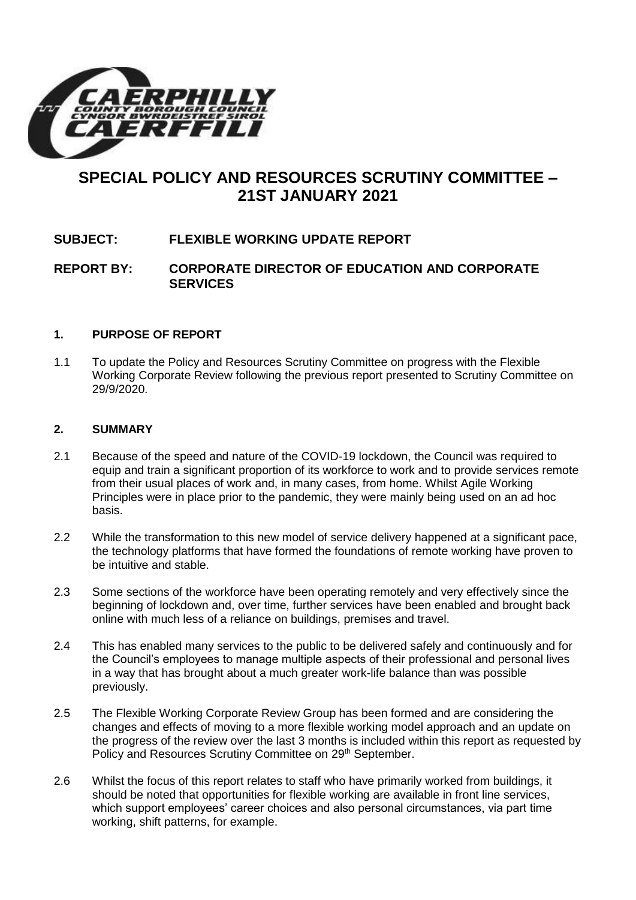# SPECIAL POLICY AND RESOURCES SCRUTINY COMMITTEE – 21ST JANUARY 2021

**SUBJECT: FLEXIBLE WORKING UPDATE REPORT**

**REPORT BY: CORPORATE DIRECTOR OF EDUCATION AND CORPORATE SERVICES**

## 1. PURPOSE OF REPORT

1.1 To update the Policy and Resources Scrutiny Committee on progress with the Flexible Working Corporate Review following the previous report presented to Scrutiny Committee on 29/9/2020.

## 2. SUMMARY

2.1 Because of the speed and nature of the COVID-19 lockdown, the Council was required to equip and train a significant proportion of its workforce to work and to provide services remote from their usual places of work and, in many cases, from home. Whilst Agile Working Principles were in place prior to the pandemic, they were mainly being used on an ad hoc basis.

2.2 While the transformation to this new model of service delivery happened at a significant pace, the technology platforms that have formed the foundations of remote working have proven to be intuitive and stable.

2.3 Some sections of the workforce have been operating remotely and very effectively since the beginning of lockdown and, over time, further services have been enabled and brought back online with much less of a reliance on buildings, premises and travel.

2.4 This has enabled many services to the public to be delivered safely and continuously and for the Council's employees to manage multiple aspects of their professional and personal lives in a way that has brought about a much greater work-life balance than was possible previously.

2.5 The Flexible Working Corporate Review Group has been formed and are considering the changes and effects of moving to a more flexible working model approach and an update on the progress of the review over the last 3 months is included within this report as requested by Policy and Resources Scrutiny Committee on 29th September.

2.6 Whilst the focus of this report relates to staff who have primarily worked from buildings, it should be noted that opportunities for flexible working are available in front line services, which support employees' career choices and also personal circumstances, via part time working, shift patterns, for example.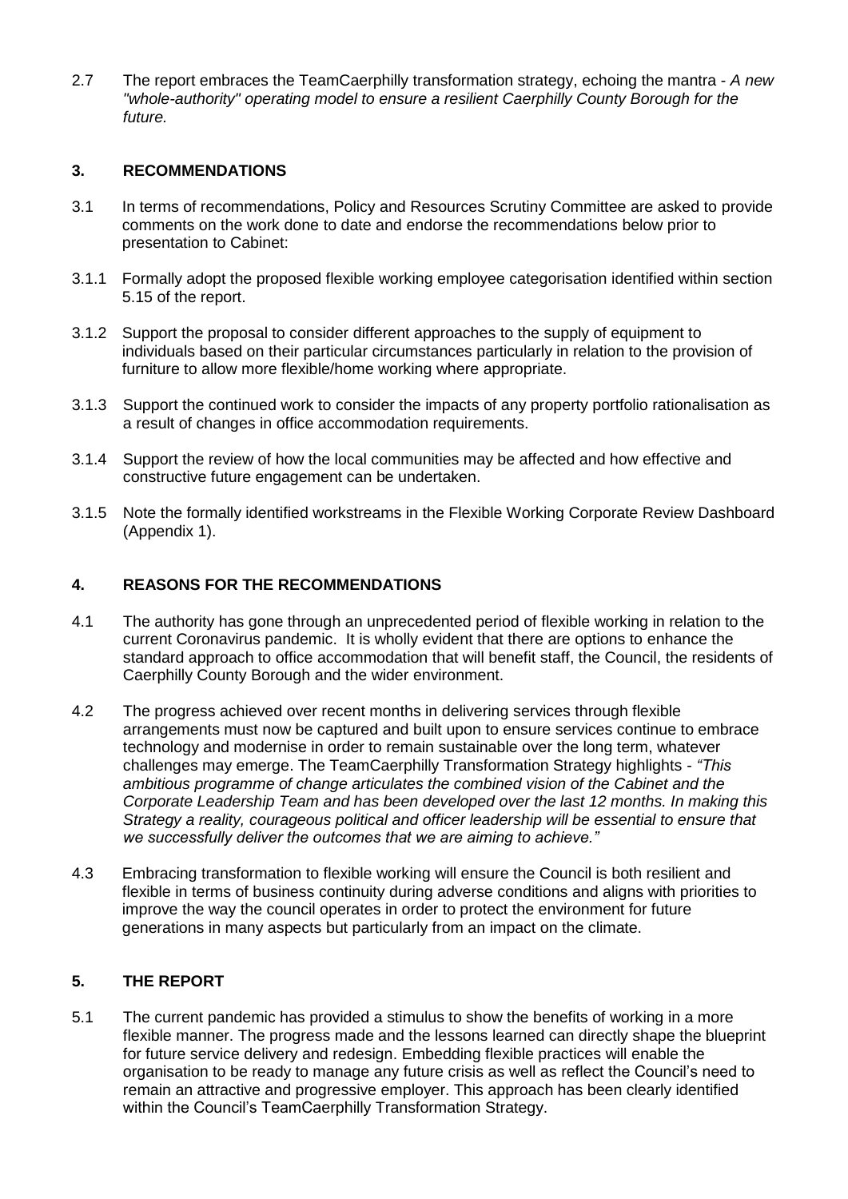2.7 The report embraces the TeamCaerphilly transformation strategy, echoing the mantra - *A new "whole-authority" operating model to ensure a resilient Caerphilly County Borough for the future.*

## 3. RECOMMENDATIONS

3.1 In terms of recommendations, Policy and Resources Scrutiny Committee are asked to provide comments on the work done to date and endorse the recommendations below prior to presentation to Cabinet:

3.1.1 Formally adopt the proposed flexible working employee categorisation identified within section 5.15 of the report.

3.1.2 Support the proposal to consider different approaches to the supply of equipment to individuals based on their particular circumstances particularly in relation to the provision of furniture to allow more flexible/home working where appropriate.

3.1.3 Support the continued work to consider the impacts of any property portfolio rationalisation as a result of changes in office accommodation requirements.

3.1.4 Support the review of how the local communities may be affected and how effective and constructive future engagement can be undertaken.

3.1.5 Note the formally identified workstreams in the Flexible Working Corporate Review Dashboard (Appendix 1).

## 4. REASONS FOR THE RECOMMENDATIONS

4.1 The authority has gone through an unprecedented period of flexible working in relation to the current Coronavirus pandemic. It is wholly evident that there are options to enhance the standard approach to office accommodation that will benefit staff, the Council, the residents of Caerphilly County Borough and the wider environment.

4.2 The progress achieved over recent months in delivering services through flexible arrangements must now be captured and built upon to ensure services continue to embrace technology and modernise in order to remain sustainable over the long term, whatever challenges may emerge. The TeamCaerphilly Transformation Strategy highlights - *"This ambitious programme of change articulates the combined vision of the Cabinet and the Corporate Leadership Team and has been developed over the last 12 months. In making this Strategy a reality, courageous political and officer leadership will be essential to ensure that we successfully deliver the outcomes that we are aiming to achieve."*

4.3 Embracing transformation to flexible working will ensure the Council is both resilient and flexible in terms of business continuity during adverse conditions and aligns with priorities to improve the way the council operates in order to protect the environment for future generations in many aspects but particularly from an impact on the climate.

## 5. THE REPORT

5.1 The current pandemic has provided a stimulus to show the benefits of working in a more flexible manner. The progress made and the lessons learned can directly shape the blueprint for future service delivery and redesign. Embedding flexible practices will enable the organisation to be ready to manage any future crisis as well as reflect the Council's need to remain an attractive and progressive employer. This approach has been clearly identified within the Council's TeamCaerphilly Transformation Strategy.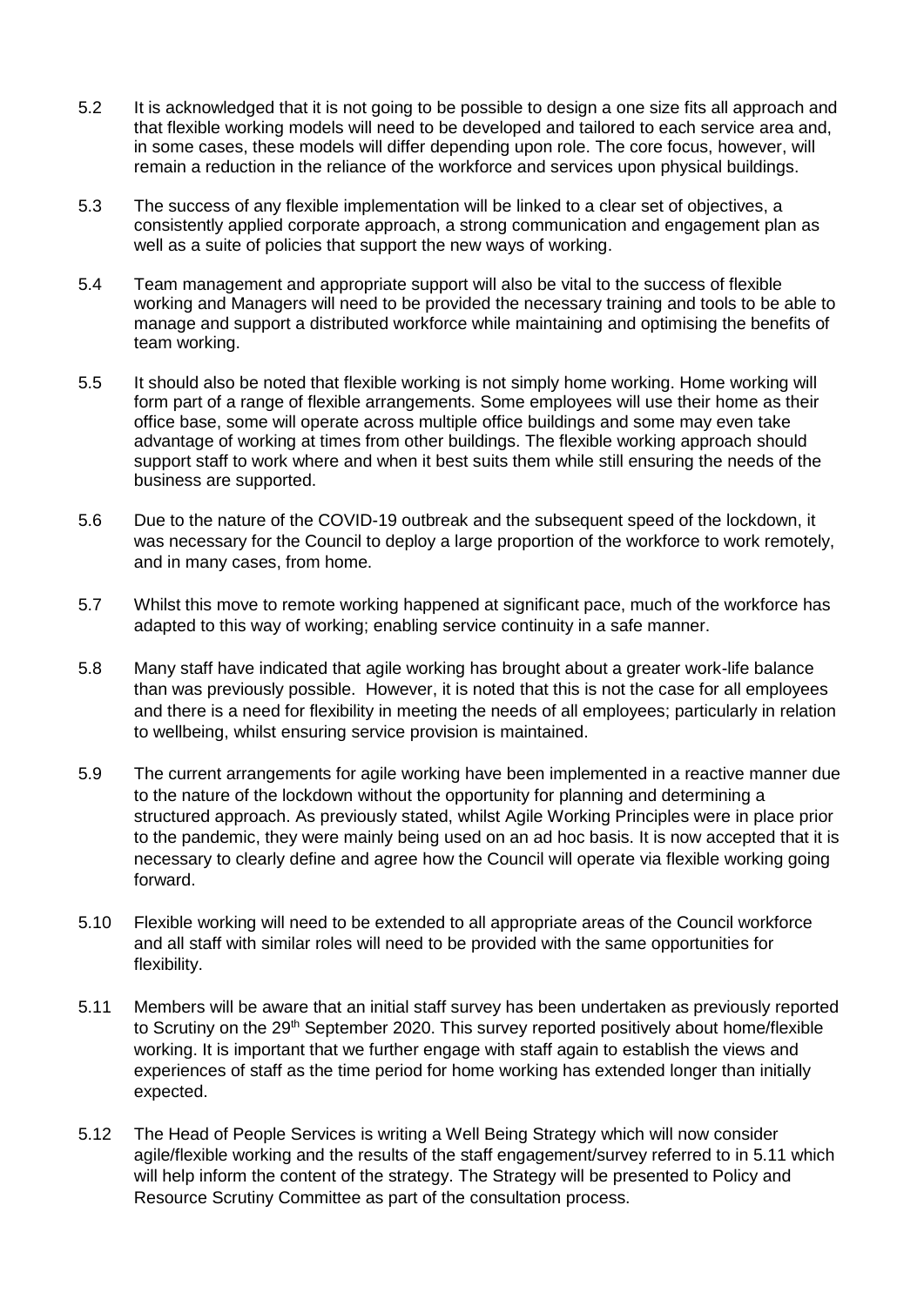5.2 It is acknowledged that it is not going to be possible to design a one size fits all approach and that flexible working models will need to be developed and tailored to each service area and, in some cases, these models will differ depending upon role. The core focus, however, will remain a reduction in the reliance of the workforce and services upon physical buildings.

5.3 The success of any flexible implementation will be linked to a clear set of objectives, a consistently applied corporate approach, a strong communication and engagement plan as well as a suite of policies that support the new ways of working.

5.4 Team management and appropriate support will also be vital to the success of flexible working and Managers will need to be provided the necessary training and tools to be able to manage and support a distributed workforce while maintaining and optimising the benefits of team working.

5.5 It should also be noted that flexible working is not simply home working. Home working will form part of a range of flexible arrangements. Some employees will use their home as their office base, some will operate across multiple office buildings and some may even take advantage of working at times from other buildings. The flexible working approach should support staff to work where and when it best suits them while still ensuring the needs of the business are supported.

5.6 Due to the nature of the COVID-19 outbreak and the subsequent speed of the lockdown, it was necessary for the Council to deploy a large proportion of the workforce to work remotely, and in many cases, from home.

5.7 Whilst this move to remote working happened at significant pace, much of the workforce has adapted to this way of working; enabling service continuity in a safe manner.

5.8 Many staff have indicated that agile working has brought about a greater work-life balance than was previously possible. However, it is noted that this is not the case for all employees and there is a need for flexibility in meeting the needs of all employees; particularly in relation to wellbeing, whilst ensuring service provision is maintained.

5.9 The current arrangements for agile working have been implemented in a reactive manner due to the nature of the lockdown without the opportunity for planning and determining a structured approach. As previously stated, whilst Agile Working Principles were in place prior to the pandemic, they were mainly being used on an ad hoc basis. It is now accepted that it is necessary to clearly define and agree how the Council will operate via flexible working going forward.

5.10 Flexible working will need to be extended to all appropriate areas of the Council workforce and all staff with similar roles will need to be provided with the same opportunities for flexibility.

5.11 Members will be aware that an initial staff survey has been undertaken as previously reported to Scrutiny on the 29th September 2020. This survey reported positively about home/flexible working. It is important that we further engage with staff again to establish the views and experiences of staff as the time period for home working has extended longer than initially expected.

5.12 The Head of People Services is writing a Well Being Strategy which will now consider agile/flexible working and the results of the staff engagement/survey referred to in 5.11 which will help inform the content of the strategy. The Strategy will be presented to Policy and Resource Scrutiny Committee as part of the consultation process.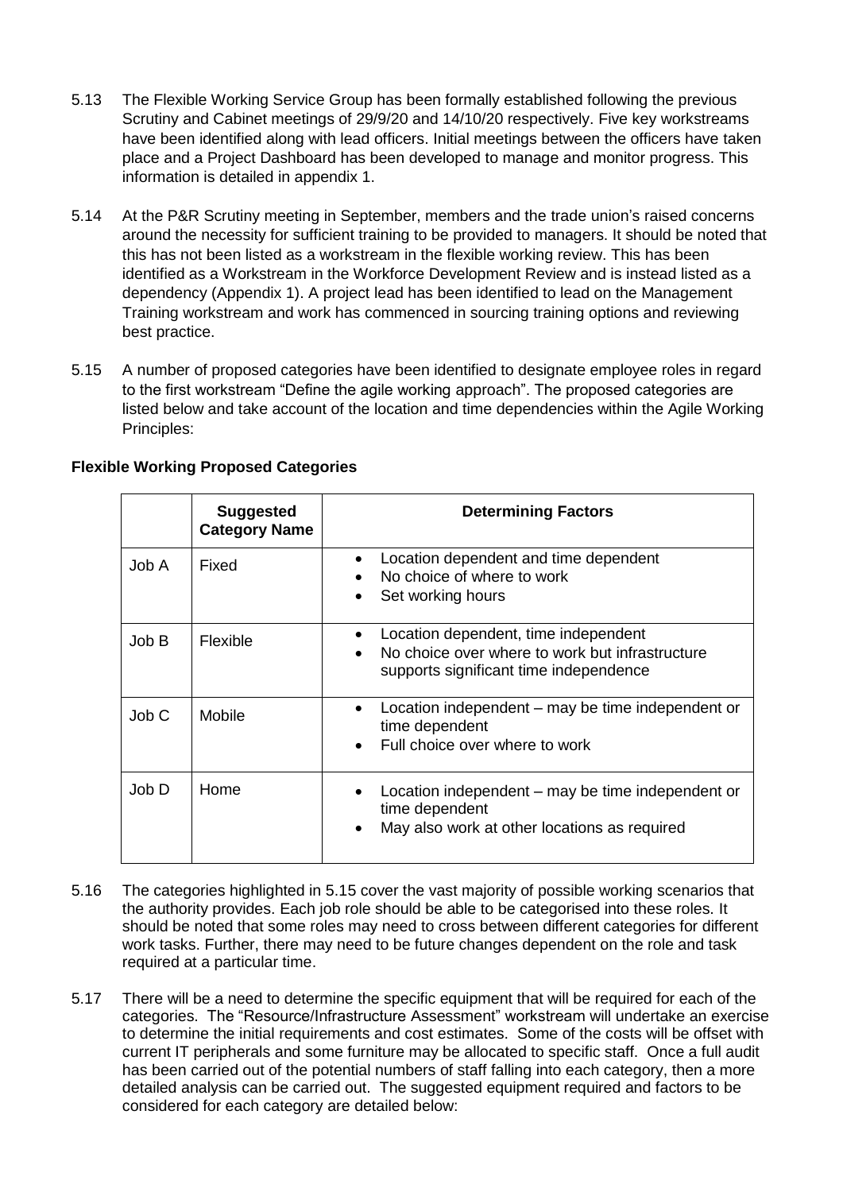5.13 The Flexible Working Service Group has been formally established following the previous Scrutiny and Cabinet meetings of 29/9/20 and 14/10/20 respectively. Five key workstreams have been identified along with lead officers. Initial meetings between the officers have taken place and a Project Dashboard has been developed to manage and monitor progress. This information is detailed in appendix 1.

5.14 At the P&R Scrutiny meeting in September, members and the trade union's raised concerns around the necessity for sufficient training to be provided to managers. It should be noted that this has not been listed as a workstream in the flexible working review. This has been identified as a Workstream in the Workforce Development Review and is instead listed as a dependency (Appendix 1). A project lead has been identified to lead on the Management Training workstream and work has commenced in sourcing training options and reviewing best practice.

5.15 A number of proposed categories have been identified to designate employee roles in regard to the first workstream "Define the agile working approach". The proposed categories are listed below and take account of the location and time dependencies within the Agile Working Principles:

**Flexible Working Proposed Categories**

| | Suggested Category Name | Determining Factors |
|---|---|---|
| Job A | Fixed | • Location dependent and time dependent<br>• No choice of where to work<br>• Set working hours |
| Job B | Flexible | • Location dependent, time independent<br>• No choice over where to work but infrastructure supports significant time independence |
| Job C | Mobile | • Location independent – may be time independent or time dependent<br>• Full choice over where to work |
| Job D | Home | • Location independent – may be time independent or time dependent<br>• May also work at other locations as required |

5.16 The categories highlighted in 5.15 cover the vast majority of possible working scenarios that the authority provides. Each job role should be able to be categorised into these roles. It should be noted that some roles may need to cross between different categories for different work tasks. Further, there may need to be future changes dependent on the role and task required at a particular time.

5.17 There will be a need to determine the specific equipment that will be required for each of the categories. The "Resource/Infrastructure Assessment" workstream will undertake an exercise to determine the initial requirements and cost estimates. Some of the costs will be offset with current IT peripherals and some furniture may be allocated to specific staff. Once a full audit has been carried out of the potential numbers of staff falling into each category, then a more detailed analysis can be carried out. The suggested equipment required and factors to be considered for each category are detailed below: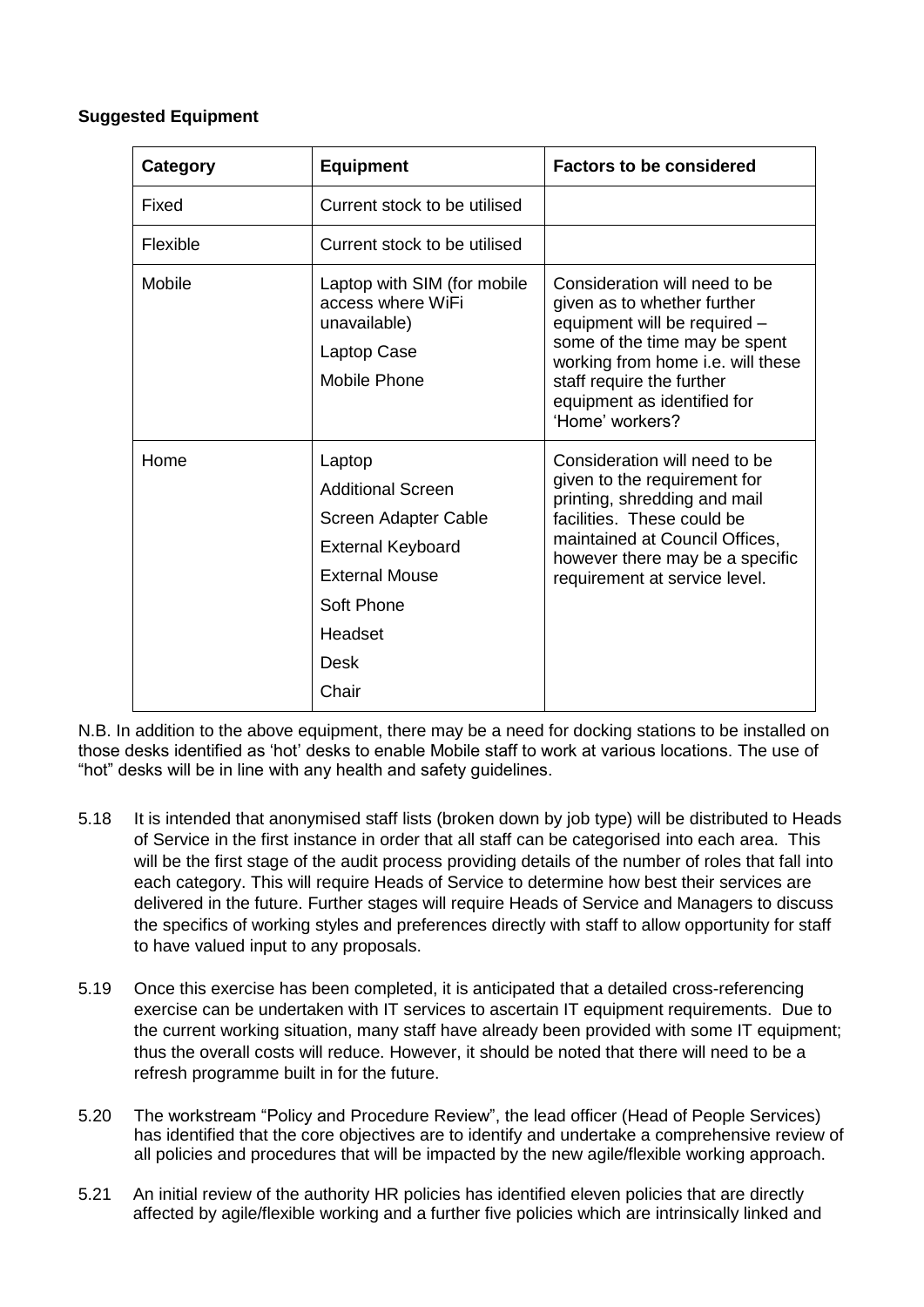**Suggested Equipment**

| Category | Equipment | Factors to be considered |
|---|---|---|
| Fixed | Current stock to be utilised | |
| Flexible | Current stock to be utilised | |
| Mobile | Laptop with SIM (for mobile access where WiFi unavailable)<br>Laptop Case<br>Mobile Phone | Consideration will need to be given as to whether further equipment will be required – some of the time may be spent working from home i.e. will these staff require the further equipment as identified for 'Home' workers? |
| Home | Laptop<br>Additional Screen<br>Screen Adapter Cable<br>External Keyboard<br>External Mouse<br>Soft Phone<br>Headset<br>Desk<br>Chair | Consideration will need to be given to the requirement for printing, shredding and mail facilities. These could be maintained at Council Offices, however there may be a specific requirement at service level. |

N.B. In addition to the above equipment, there may be a need for docking stations to be installed on those desks identified as 'hot' desks to enable Mobile staff to work at various locations. The use of "hot" desks will be in line with any health and safety guidelines.

5.18 It is intended that anonymised staff lists (broken down by job type) will be distributed to Heads of Service in the first instance in order that all staff can be categorised into each area. This will be the first stage of the audit process providing details of the number of roles that fall into each category. This will require Heads of Service to determine how best their services are delivered in the future. Further stages will require Heads of Service and Managers to discuss the specifics of working styles and preferences directly with staff to allow opportunity for staff to have valued input to any proposals.

5.19 Once this exercise has been completed, it is anticipated that a detailed cross-referencing exercise can be undertaken with IT services to ascertain IT equipment requirements. Due to the current working situation, many staff have already been provided with some IT equipment; thus the overall costs will reduce. However, it should be noted that there will need to be a refresh programme built in for the future.

5.20 The workstream "Policy and Procedure Review", the lead officer (Head of People Services) has identified that the core objectives are to identify and undertake a comprehensive review of all policies and procedures that will be impacted by the new agile/flexible working approach.

5.21 An initial review of the authority HR policies has identified eleven policies that are directly affected by agile/flexible working and a further five policies which are intrinsically linked and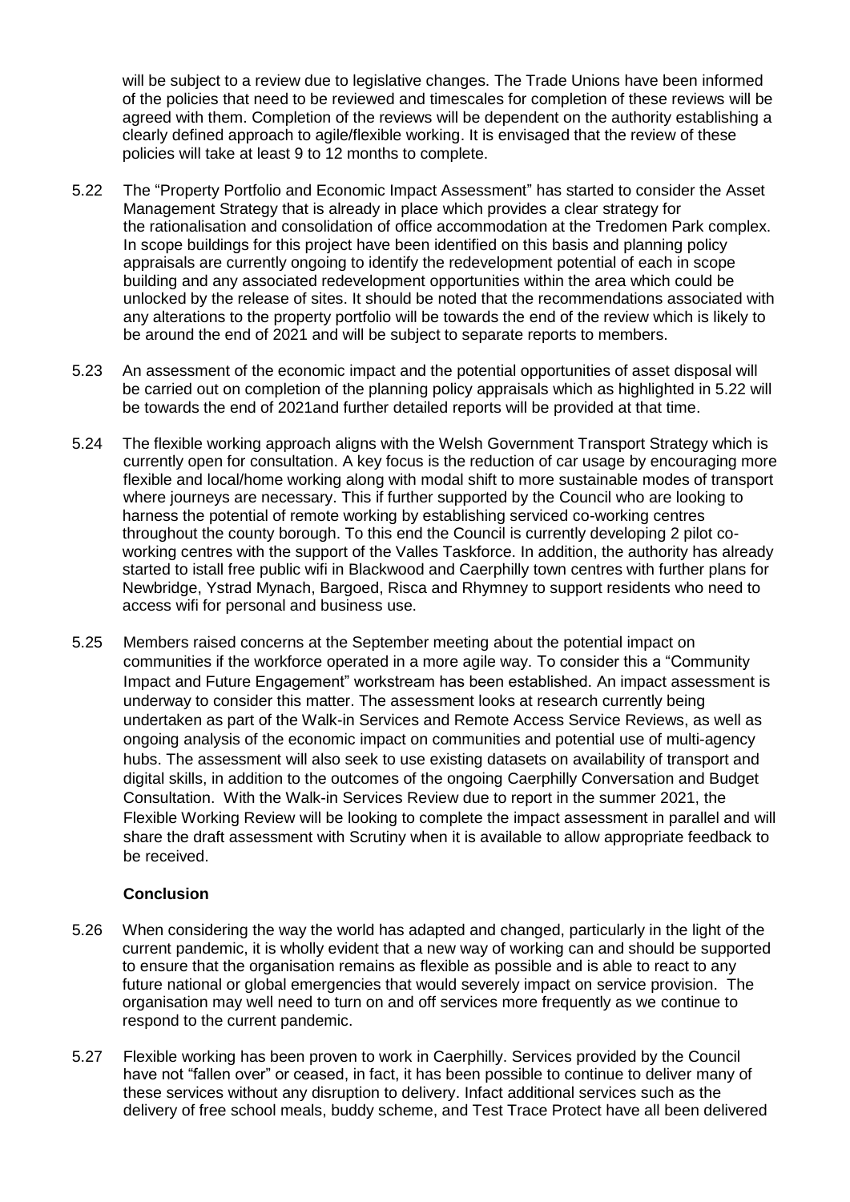will be subject to a review due to legislative changes. The Trade Unions have been informed of the policies that need to be reviewed and timescales for completion of these reviews will be agreed with them. Completion of the reviews will be dependent on the authority establishing a clearly defined approach to agile/flexible working. It is envisaged that the review of these policies will take at least 9 to 12 months to complete.

5.22 The "Property Portfolio and Economic Impact Assessment" has started to consider the Asset Management Strategy that is already in place which provides a clear strategy for the rationalisation and consolidation of office accommodation at the Tredomen Park complex. In scope buildings for this project have been identified on this basis and planning policy appraisals are currently ongoing to identify the redevelopment potential of each in scope building and any associated redevelopment opportunities within the area which could be unlocked by the release of sites. It should be noted that the recommendations associated with any alterations to the property portfolio will be towards the end of the review which is likely to be around the end of 2021 and will be subject to separate reports to members.

5.23 An assessment of the economic impact and the potential opportunities of asset disposal will be carried out on completion of the planning policy appraisals which as highlighted in 5.22 will be towards the end of 2021and further detailed reports will be provided at that time.

5.24 The flexible working approach aligns with the Welsh Government Transport Strategy which is currently open for consultation. A key focus is the reduction of car usage by encouraging more flexible and local/home working along with modal shift to more sustainable modes of transport where journeys are necessary. This if further supported by the Council who are looking to harness the potential of remote working by establishing serviced co-working centres throughout the county borough. To this end the Council is currently developing 2 pilot co-working centres with the support of the Valles Taskforce. In addition, the authority has already started to istall free public wifi in Blackwood and Caerphilly town centres with further plans for Newbridge, Ystrad Mynach, Bargoed, Risca and Rhymney to support residents who need to access wifi for personal and business use.

5.25 Members raised concerns at the September meeting about the potential impact on communities if the workforce operated in a more agile way. To consider this a "Community Impact and Future Engagement" workstream has been established. An impact assessment is underway to consider this matter. The assessment looks at research currently being undertaken as part of the Walk-in Services and Remote Access Service Reviews, as well as ongoing analysis of the economic impact on communities and potential use of multi-agency hubs. The assessment will also seek to use existing datasets on availability of transport and digital skills, in addition to the outcomes of the ongoing Caerphilly Conversation and Budget Consultation. With the Walk-in Services Review due to report in the summer 2021, the Flexible Working Review will be looking to complete the impact assessment in parallel and will share the draft assessment with Scrutiny when it is available to allow appropriate feedback to be received.

**Conclusion**

5.26 When considering the way the world has adapted and changed, particularly in the light of the current pandemic, it is wholly evident that a new way of working can and should be supported to ensure that the organisation remains as flexible as possible and is able to react to any future national or global emergencies that would severely impact on service provision. The organisation may well need to turn on and off services more frequently as we continue to respond to the current pandemic.

5.27 Flexible working has been proven to work in Caerphilly. Services provided by the Council have not "fallen over" or ceased, in fact, it has been possible to continue to deliver many of these services without any disruption to delivery. Infact additional services such as the delivery of free school meals, buddy scheme, and Test Trace Protect have all been delivered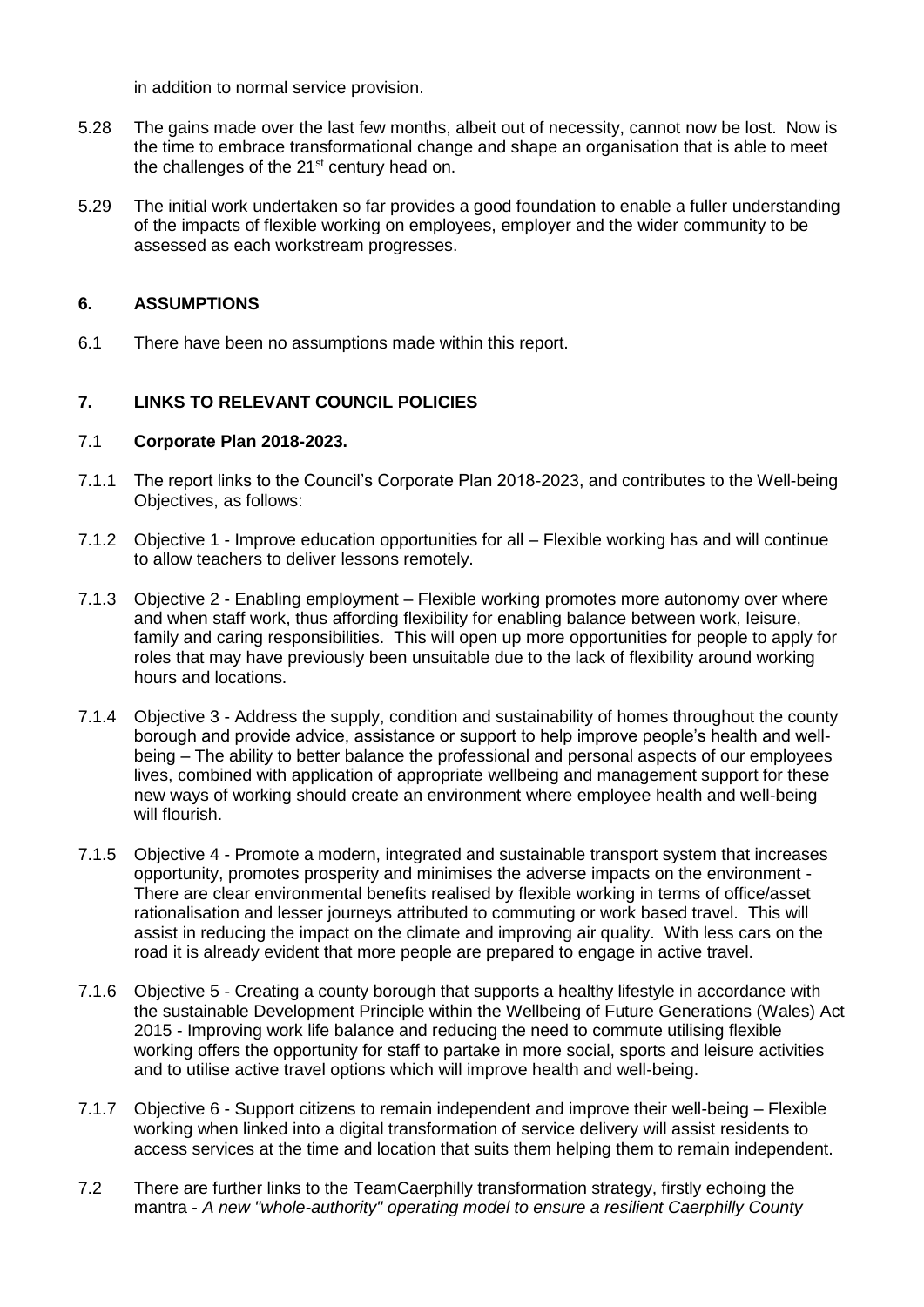in addition to normal service provision.

5.28 The gains made over the last few months, albeit out of necessity, cannot now be lost. Now is the time to embrace transformational change and shape an organisation that is able to meet the challenges of the 21st century head on.

5.29 The initial work undertaken so far provides a good foundation to enable a fuller understanding of the impacts of flexible working on employees, employer and the wider community to be assessed as each workstream progresses.

## 6. ASSUMPTIONS

6.1 There have been no assumptions made within this report.

## 7. LINKS TO RELEVANT COUNCIL POLICIES

7.1 **Corporate Plan 2018-2023.**

7.1.1 The report links to the Council's Corporate Plan 2018-2023, and contributes to the Well-being Objectives, as follows:

7.1.2 Objective 1 - Improve education opportunities for all – Flexible working has and will continue to allow teachers to deliver lessons remotely.

7.1.3 Objective 2 - Enabling employment – Flexible working promotes more autonomy over where and when staff work, thus affording flexibility for enabling balance between work, leisure, family and caring responsibilities. This will open up more opportunities for people to apply for roles that may have previously been unsuitable due to the lack of flexibility around working hours and locations.

7.1.4 Objective 3 - Address the supply, condition and sustainability of homes throughout the county borough and provide advice, assistance or support to help improve people's health and well-being – The ability to better balance the professional and personal aspects of our employees lives, combined with application of appropriate wellbeing and management support for these new ways of working should create an environment where employee health and well-being will flourish.

7.1.5 Objective 4 - Promote a modern, integrated and sustainable transport system that increases opportunity, promotes prosperity and minimises the adverse impacts on the environment - There are clear environmental benefits realised by flexible working in terms of office/asset rationalisation and lesser journeys attributed to commuting or work based travel. This will assist in reducing the impact on the climate and improving air quality. With less cars on the road it is already evident that more people are prepared to engage in active travel.

7.1.6 Objective 5 - Creating a county borough that supports a healthy lifestyle in accordance with the sustainable Development Principle within the Wellbeing of Future Generations (Wales) Act 2015 - Improving work life balance and reducing the need to commute utilising flexible working offers the opportunity for staff to partake in more social, sports and leisure activities and to utilise active travel options which will improve health and well-being.

7.1.7 Objective 6 - Support citizens to remain independent and improve their well-being – Flexible working when linked into a digital transformation of service delivery will assist residents to access services at the time and location that suits them helping them to remain independent.

7.2 There are further links to the TeamCaerphilly transformation strategy, firstly echoing the mantra - *A new "whole-authority" operating model to ensure a resilient Caerphilly County*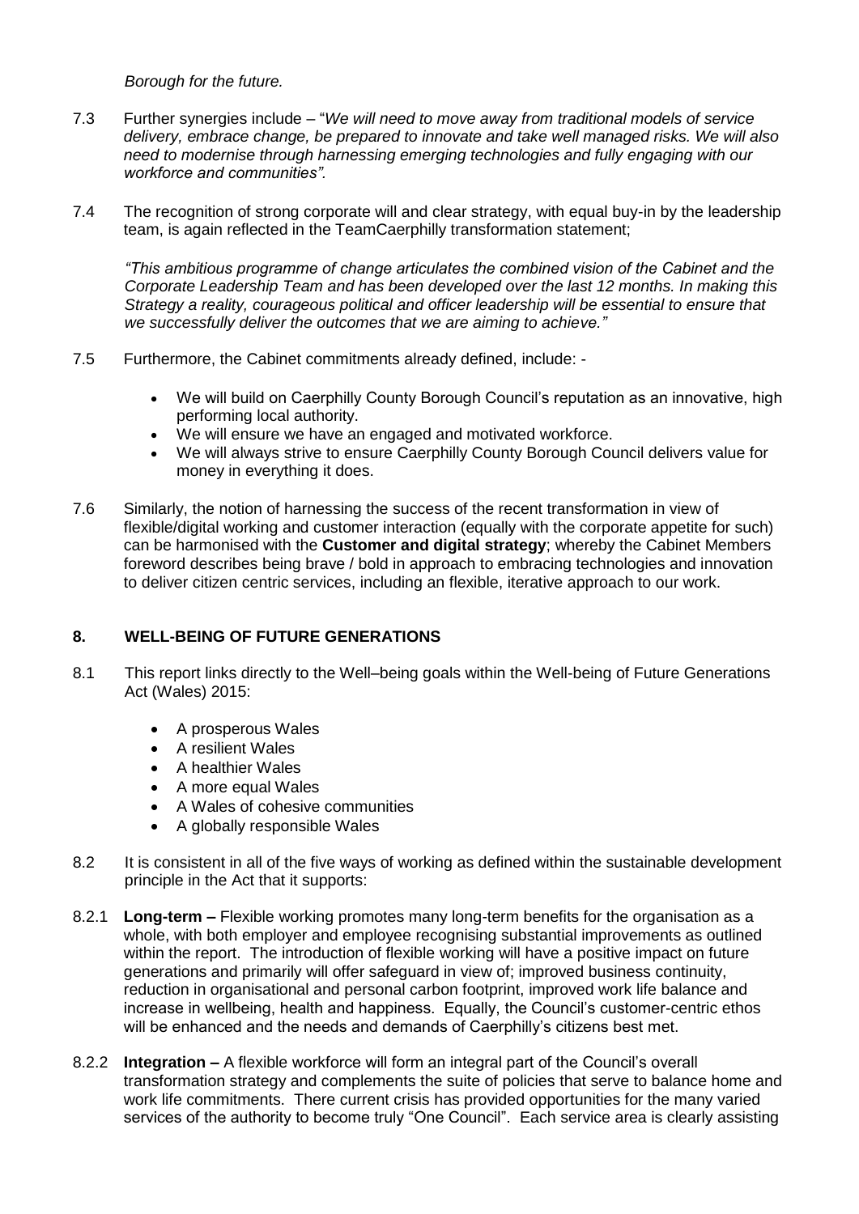*Borough for the future.*

7.3 Further synergies include – "*We will need to move away from traditional models of service delivery, embrace change, be prepared to innovate and take well managed risks. We will also need to modernise through harnessing emerging technologies and fully engaging with our workforce and communities".*

7.4 The recognition of strong corporate will and clear strategy, with equal buy-in by the leadership team, is again reflected in the TeamCaerphilly transformation statement;

*"This ambitious programme of change articulates the combined vision of the Cabinet and the Corporate Leadership Team and has been developed over the last 12 months. In making this Strategy a reality, courageous political and officer leadership will be essential to ensure that we successfully deliver the outcomes that we are aiming to achieve."*

7.5 Furthermore, the Cabinet commitments already defined, include: -

- We will build on Caerphilly County Borough Council's reputation as an innovative, high performing local authority.
- We will ensure we have an engaged and motivated workforce.
- We will always strive to ensure Caerphilly County Borough Council delivers value for money in everything it does.

7.6 Similarly, the notion of harnessing the success of the recent transformation in view of flexible/digital working and customer interaction (equally with the corporate appetite for such) can be harmonised with the **Customer and digital strategy**; whereby the Cabinet Members foreword describes being brave / bold in approach to embracing technologies and innovation to deliver citizen centric services, including an flexible, iterative approach to our work.

## 8. WELL-BEING OF FUTURE GENERATIONS

8.1 This report links directly to the Well–being goals within the Well-being of Future Generations Act (Wales) 2015:

- A prosperous Wales
- A resilient Wales
- A healthier Wales
- A more equal Wales
- A Wales of cohesive communities
- A globally responsible Wales

8.2 It is consistent in all of the five ways of working as defined within the sustainable development principle in the Act that it supports:

8.2.1 **Long-term –** Flexible working promotes many long-term benefits for the organisation as a whole, with both employer and employee recognising substantial improvements as outlined within the report. The introduction of flexible working will have a positive impact on future generations and primarily will offer safeguard in view of; improved business continuity, reduction in organisational and personal carbon footprint, improved work life balance and increase in wellbeing, health and happiness. Equally, the Council's customer-centric ethos will be enhanced and the needs and demands of Caerphilly's citizens best met.

8.2.2 **Integration –** A flexible workforce will form an integral part of the Council's overall transformation strategy and complements the suite of policies that serve to balance home and work life commitments. There current crisis has provided opportunities for the many varied services of the authority to become truly "One Council". Each service area is clearly assisting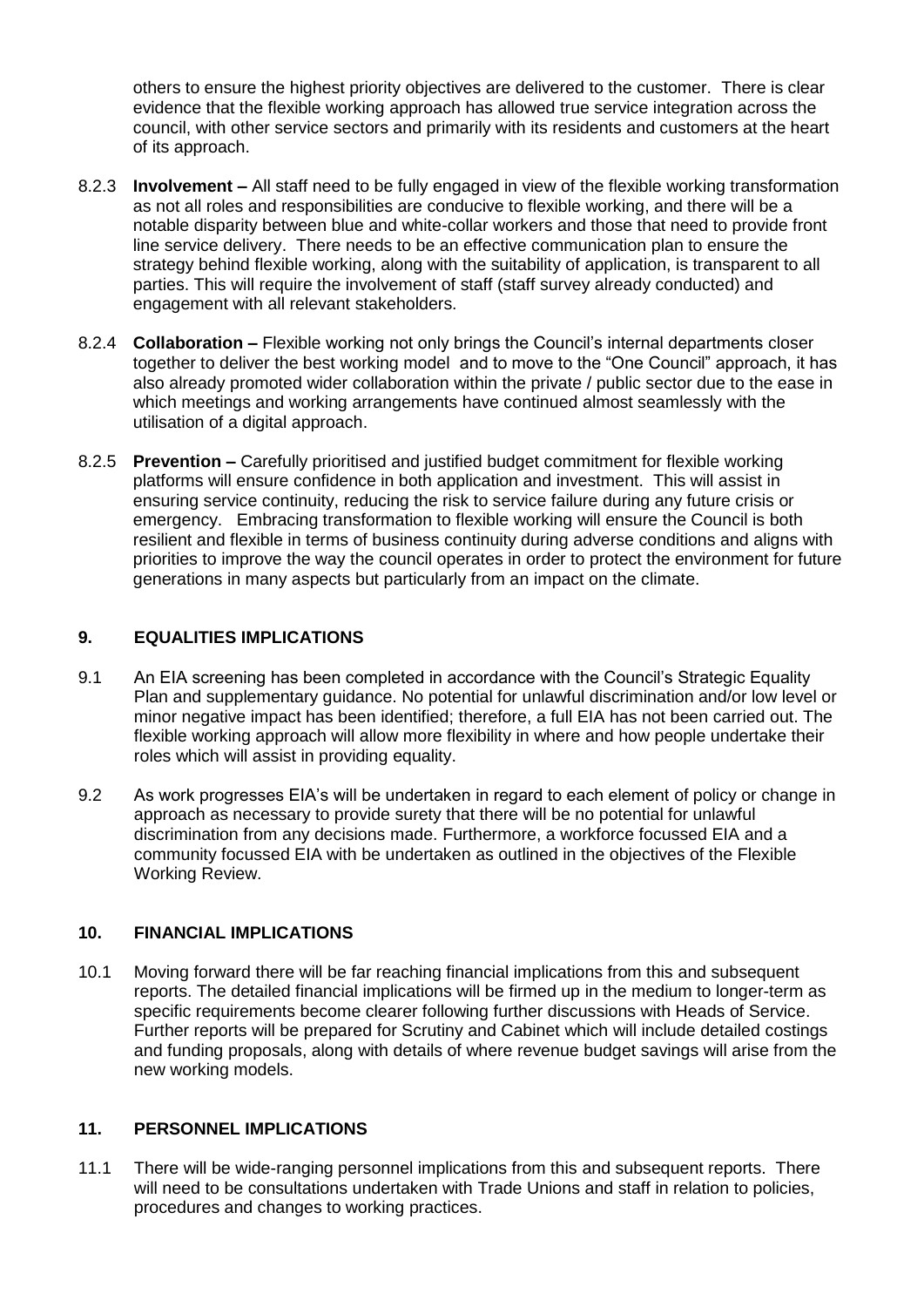others to ensure the highest priority objectives are delivered to the customer. There is clear evidence that the flexible working approach has allowed true service integration across the council, with other service sectors and primarily with its residents and customers at the heart of its approach.

8.2.3 **Involvement –** All staff need to be fully engaged in view of the flexible working transformation as not all roles and responsibilities are conducive to flexible working, and there will be a notable disparity between blue and white-collar workers and those that need to provide front line service delivery. There needs to be an effective communication plan to ensure the strategy behind flexible working, along with the suitability of application, is transparent to all parties. This will require the involvement of staff (staff survey already conducted) and engagement with all relevant stakeholders.

8.2.4 **Collaboration –** Flexible working not only brings the Council's internal departments closer together to deliver the best working model and to move to the "One Council" approach, it has also already promoted wider collaboration within the private / public sector due to the ease in which meetings and working arrangements have continued almost seamlessly with the utilisation of a digital approach.

8.2.5 **Prevention –** Carefully prioritised and justified budget commitment for flexible working platforms will ensure confidence in both application and investment. This will assist in ensuring service continuity, reducing the risk to service failure during any future crisis or emergency. Embracing transformation to flexible working will ensure the Council is both resilient and flexible in terms of business continuity during adverse conditions and aligns with priorities to improve the way the council operates in order to protect the environment for future generations in many aspects but particularly from an impact on the climate.

## 9. EQUALITIES IMPLICATIONS

9.1 An EIA screening has been completed in accordance with the Council's Strategic Equality Plan and supplementary guidance. No potential for unlawful discrimination and/or low level or minor negative impact has been identified; therefore, a full EIA has not been carried out. The flexible working approach will allow more flexibility in where and how people undertake their roles which will assist in providing equality.

9.2 As work progresses EIA's will be undertaken in regard to each element of policy or change in approach as necessary to provide surety that there will be no potential for unlawful discrimination from any decisions made. Furthermore, a workforce focussed EIA and a community focussed EIA with be undertaken as outlined in the objectives of the Flexible Working Review.

## 10. FINANCIAL IMPLICATIONS

10.1 Moving forward there will be far reaching financial implications from this and subsequent reports. The detailed financial implications will be firmed up in the medium to longer-term as specific requirements become clearer following further discussions with Heads of Service. Further reports will be prepared for Scrutiny and Cabinet which will include detailed costings and funding proposals, along with details of where revenue budget savings will arise from the new working models.

## 11. PERSONNEL IMPLICATIONS

11.1 There will be wide-ranging personnel implications from this and subsequent reports. There will need to be consultations undertaken with Trade Unions and staff in relation to policies, procedures and changes to working practices.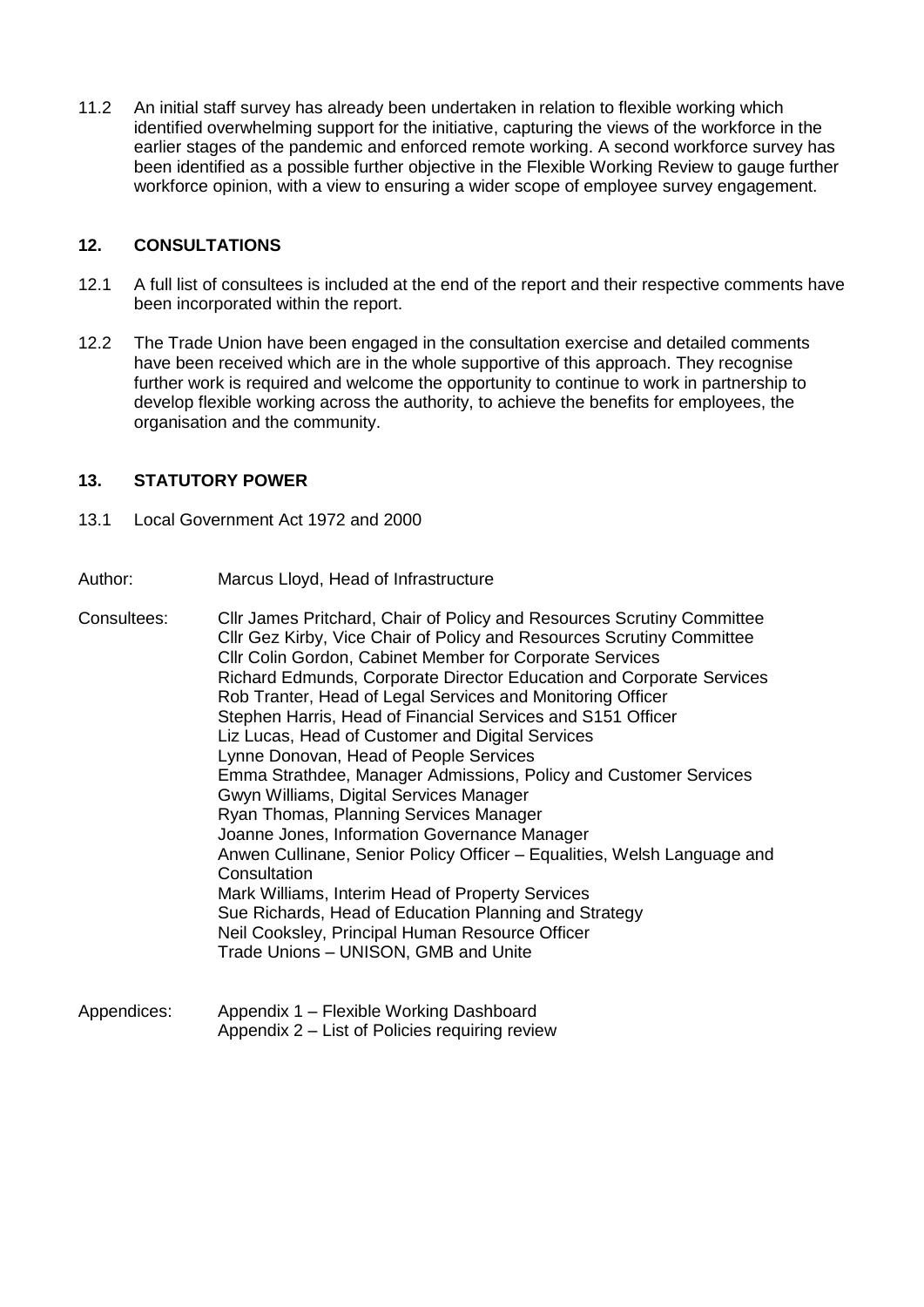11.2 An initial staff survey has already been undertaken in relation to flexible working which identified overwhelming support for the initiative, capturing the views of the workforce in the earlier stages of the pandemic and enforced remote working. A second workforce survey has been identified as a possible further objective in the Flexible Working Review to gauge further workforce opinion, with a view to ensuring a wider scope of employee survey engagement.

## 12. CONSULTATIONS

12.1 A full list of consultees is included at the end of the report and their respective comments have been incorporated within the report.

12.2 The Trade Union have been engaged in the consultation exercise and detailed comments have been received which are in the whole supportive of this approach. They recognise further work is required and welcome the opportunity to continue to work in partnership to develop flexible working across the authority, to achieve the benefits for employees, the organisation and the community.

## 13. STATUTORY POWER

13.1 Local Government Act 1972 and 2000

Author: Marcus Lloyd, Head of Infrastructure

Consultees:
Cllr James Pritchard, Chair of Policy and Resources Scrutiny Committee
Cllr Gez Kirby, Vice Chair of Policy and Resources Scrutiny Committee
Cllr Colin Gordon, Cabinet Member for Corporate Services
Richard Edmunds, Corporate Director Education and Corporate Services
Rob Tranter, Head of Legal Services and Monitoring Officer
Stephen Harris, Head of Financial Services and S151 Officer
Liz Lucas, Head of Customer and Digital Services
Lynne Donovan, Head of People Services
Emma Strathdee, Manager Admissions, Policy and Customer Services
Gwyn Williams, Digital Services Manager
Ryan Thomas, Planning Services Manager
Joanne Jones, Information Governance Manager
Anwen Cullinane, Senior Policy Officer – Equalities, Welsh Language and Consultation
Mark Williams, Interim Head of Property Services
Sue Richards, Head of Education Planning and Strategy
Neil Cooksley, Principal Human Resource Officer
Trade Unions – UNISON, GMB and Unite

Appendices:
Appendix 1 – Flexible Working Dashboard
Appendix 2 – List of Policies requiring review